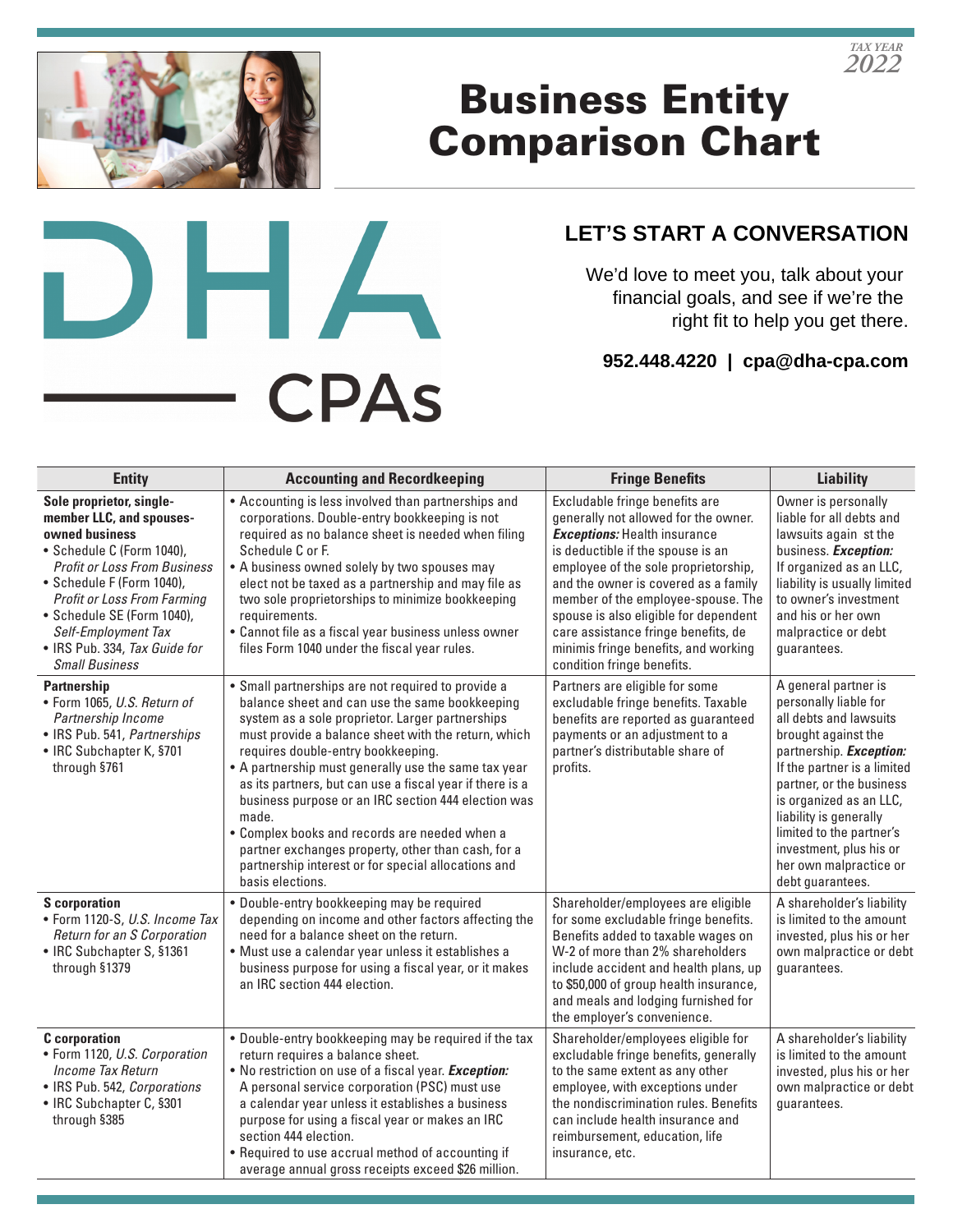TAX YEAR 2022

# Business Entity Comparison Chart

DHA CPAs

## LET'S START A CONVERSATION

We'd love to meet you, talk about your financial goals, and see if we're the right fit to help you get there.

**952.448.4220 | cpa@dha-cpa.com**

| Entity | Accounting and Recordkeeping | Fringe Benefits | Liability |
|---|---|---|---|
| **Sole proprietor, single-member LLC, and spouses-owned business**<br>• Schedule C (Form 1040), *Profit or Loss From Business*<br>• Schedule F (Form 1040), *Profit or Loss From Farming*<br>• Schedule SE (Form 1040), *Self-Employment Tax*<br>• IRS Pub. 334, *Tax Guide for Small Business* | • Accounting is less involved than partnerships and corporations. Double-entry bookkeeping is not required as no balance sheet is needed when filing Schedule C or F.<br>• A business owned solely by two spouses may elect not be taxed as a partnership and may file as two sole proprietorships to minimize bookkeeping requirements.<br>• Cannot file as a fiscal year business unless owner files Form 1040 under the fiscal year rules. | Excludable fringe benefits are generally not allowed for the owner. ***Exceptions:*** Health insurance is deductible if the spouse is an employee of the sole proprietorship, and the owner is covered as a family member of the employee-spouse. The spouse is also eligible for dependent care assistance fringe benefits, de minimis fringe benefits, and working condition fringe benefits. | Owner is personally liable for all debts and lawsuits again st the business. ***Exception:*** If organized as an LLC, liability is usually limited to owner's investment and his or her own malpractice or debt guarantees. |
| **Partnership**<br>• Form 1065, *U.S. Return of Partnership Income*<br>• IRS Pub. 541, *Partnerships*<br>• IRC Subchapter K, §701 through §761 | • Small partnerships are not required to provide a balance sheet and can use the same bookkeeping system as a sole proprietor. Larger partnerships must provide a balance sheet with the return, which requires double-entry bookkeeping.<br>• A partnership must generally use the same tax year as its partners, but can use a fiscal year if there is a business purpose or an IRC section 444 election was made.<br>• Complex books and records are needed when a partner exchanges property, other than cash, for a partnership interest or for special allocations and basis elections. | Partners are eligible for some excludable fringe benefits. Taxable benefits are reported as guaranteed payments or an adjustment to a partner's distributable share of profits. | A general partner is personally liable for all debts and lawsuits brought against the partnership. ***Exception:*** If the partner is a limited partner, or the business is organized as an LLC, liability is generally limited to the partner's investment, plus his or her own malpractice or debt guarantees. |
| **S corporation**<br>• Form 1120-S, *U.S. Income Tax Return for an S Corporation*<br>• IRC Subchapter S, §1361 through §1379 | • Double-entry bookkeeping may be required depending on income and other factors affecting the need for a balance sheet on the return.<br>• Must use a calendar year unless it establishes a business purpose for using a fiscal year, or it makes an IRC section 444 election. | Shareholder/employees are eligible for some excludable fringe benefits. Benefits added to taxable wages on W-2 of more than 2% shareholders include accident and health plans, up to $50,000 of group health insurance, and meals and lodging furnished for the employer's convenience. | A shareholder's liability is limited to the amount invested, plus his or her own malpractice or debt guarantees. |
| **C corporation**<br>• Form 1120, *U.S. Corporation Income Tax Return*<br>• IRS Pub. 542, *Corporations*<br>• IRC Subchapter C, §301 through §385 | • Double-entry bookkeeping may be required if the tax return requires a balance sheet.<br>• No restriction on use of a fiscal year. ***Exception:*** A personal service corporation (PSC) must use a calendar year unless it establishes a business purpose for using a fiscal year or makes an IRC section 444 election.<br>• Required to use accrual method of accounting if average annual gross receipts exceed $26 million. | Shareholder/employees eligible for excludable fringe benefits, generally to the same extent as any other employee, with exceptions under the nondiscrimination rules. Benefits can include health insurance and reimbursement, education, life insurance, etc. | A shareholder's liability is limited to the amount invested, plus his or her own malpractice or debt guarantees. |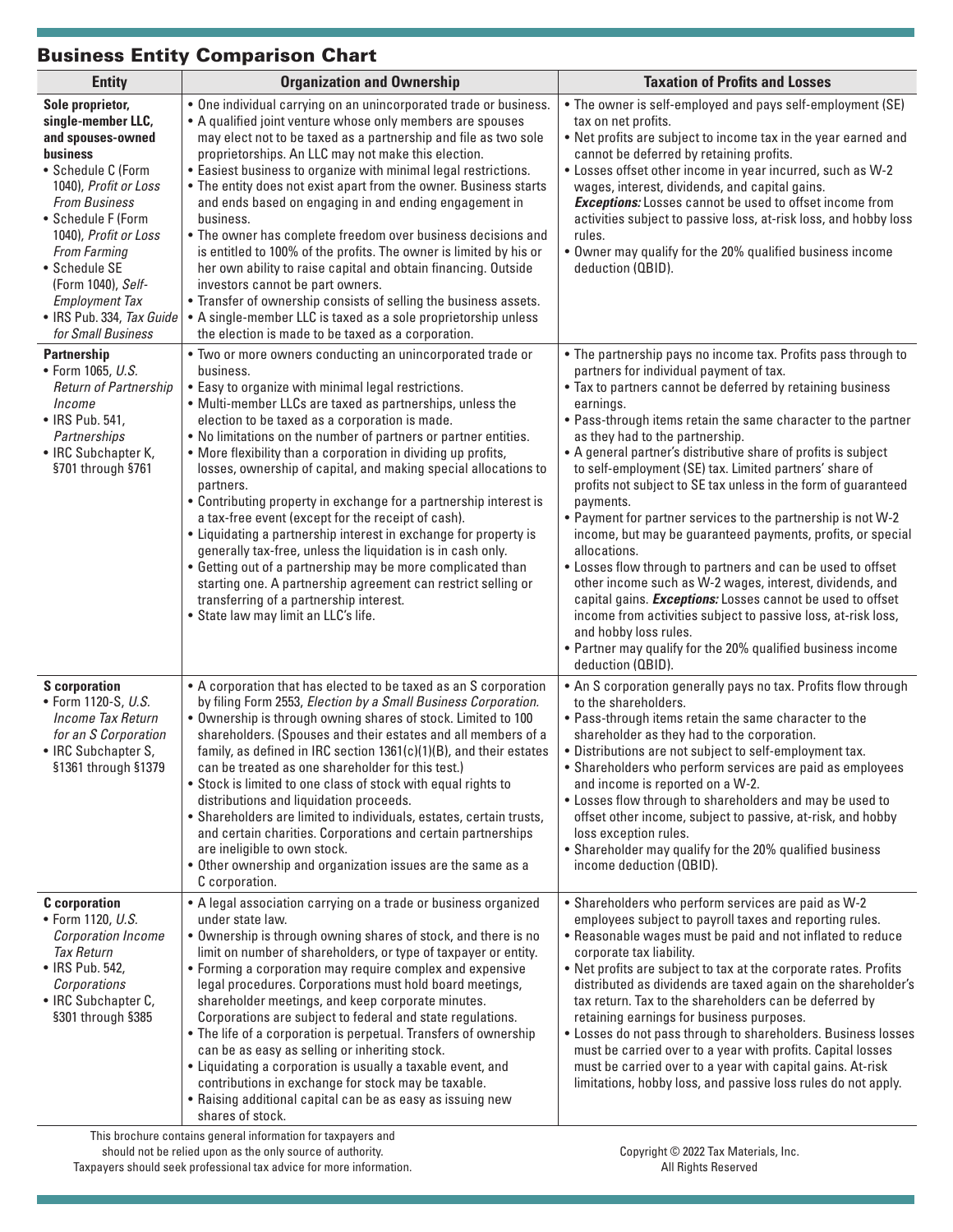## Business Entity Comparison Chart

| Entity | Organization and Ownership | Taxation of Profits and Losses |
|---|---|---|
| **Sole proprietor, single-member LLC, and spouses-owned business**<br>• Schedule C (Form 1040), *Profit or Loss From Business*<br>• Schedule F (Form 1040), *Profit or Loss From Farming*<br>• Schedule SE (Form 1040), *Self-Employment Tax*<br>• IRS Pub. 334, *Tax Guide for Small Business* | • One individual carrying on an unincorporated trade or business.<br>• A qualified joint venture whose only members are spouses may elect not to be taxed as a partnership and file as two sole proprietorships. An LLC may not make this election.<br>• Easiest business to organize with minimal legal restrictions.<br>• The entity does not exist apart from the owner. Business starts and ends based on engaging in and ending engagement in business.<br>• The owner has complete freedom over business decisions and is entitled to 100% of the profits. The owner is limited by his or her own ability to raise capital and obtain financing. Outside investors cannot be part owners.<br>• Transfer of ownership consists of selling the business assets.<br>• A single-member LLC is taxed as a sole proprietorship unless the election is made to be taxed as a corporation. | • The owner is self-employed and pays self-employment (SE) tax on net profits.<br>• Net profits are subject to income tax in the year earned and cannot be deferred by retaining profits.<br>• Losses offset other income in year incurred, such as W-2 wages, interest, dividends, and capital gains. ***Exceptions:*** Losses cannot be used to offset income from activities subject to passive loss, at-risk loss, and hobby loss rules.<br>• Owner may qualify for the 20% qualified business income deduction (QBID). |
| **Partnership**<br>• Form 1065, *U.S. Return of Partnership Income*<br>• IRS Pub. 541, *Partnerships*<br>• IRC Subchapter K, §701 through §761 | • Two or more owners conducting an unincorporated trade or business.<br>• Easy to organize with minimal legal restrictions.<br>• Multi-member LLCs are taxed as partnerships, unless the election to be taxed as a corporation is made.<br>• No limitations on the number of partners or partner entities.<br>• More flexibility than a corporation in dividing up profits, losses, ownership of capital, and making special allocations to partners.<br>• Contributing property in exchange for a partnership interest is a tax-free event (except for the receipt of cash).<br>• Liquidating a partnership interest in exchange for property is generally tax-free, unless the liquidation is in cash only.<br>• Getting out of a partnership may be more complicated than starting one. A partnership agreement can restrict selling or transferring of a partnership interest.<br>• State law may limit an LLC's life. | • The partnership pays no income tax. Profits pass through to partners for individual payment of tax.<br>• Tax to partners cannot be deferred by retaining business earnings.<br>• Pass-through items retain the same character to the partner as they had to the partnership.<br>• A general partner's distributive share of profits is subject to self-employment (SE) tax. Limited partners' share of profits not subject to SE tax unless in the form of guaranteed payments.<br>• Payment for partner services to the partnership is not W-2 income, but may be guaranteed payments, profits, or special allocations.<br>• Losses flow through to partners and can be used to offset other income such as W-2 wages, interest, dividends, and capital gains. ***Exceptions:*** Losses cannot be used to offset income from activities subject to passive loss, at-risk loss, and hobby loss rules.<br>• Partner may qualify for the 20% qualified business income deduction (QBID). |
| **S corporation**<br>• Form 1120-S, *U.S. Income Tax Return for an S Corporation*<br>• IRC Subchapter S, §1361 through §1379 | • A corporation that has elected to be taxed as an S corporation by filing Form 2553, *Election by a Small Business Corporation.*<br>• Ownership is through owning shares of stock. Limited to 100 shareholders. (Spouses and their estates and all members of a family, as defined in IRC section 1361(c)(1)(B), and their estates can be treated as one shareholder for this test.)<br>• Stock is limited to one class of stock with equal rights to distributions and liquidation proceeds.<br>• Shareholders are limited to individuals, estates, certain trusts, and certain charities. Corporations and certain partnerships are ineligible to own stock.<br>• Other ownership and organization issues are the same as a C corporation. | • An S corporation generally pays no tax. Profits flow through to the shareholders.<br>• Pass-through items retain the same character to the shareholder as they had to the corporation.<br>• Distributions are not subject to self-employment tax.<br>• Shareholders who perform services are paid as employees and income is reported on a W-2.<br>• Losses flow through to shareholders and may be used to offset other income, subject to passive, at-risk, and hobby loss exception rules.<br>• Shareholder may qualify for the 20% qualified business income deduction (QBID). |
| **C corporation**<br>• Form 1120, *U.S. Corporation Income Tax Return*<br>• IRS Pub. 542, *Corporations*<br>• IRC Subchapter C, §301 through §385 | • A legal association carrying on a trade or business organized under state law.<br>• Ownership is through owning shares of stock, and there is no limit on number of shareholders, or type of taxpayer or entity.<br>• Forming a corporation may require complex and expensive legal procedures. Corporations must hold board meetings, shareholder meetings, and keep corporate minutes. Corporations are subject to federal and state regulations.<br>• The life of a corporation is perpetual. Transfers of ownership can be as easy as selling or inheriting stock.<br>• Liquidating a corporation is usually a taxable event, and contributions in exchange for stock may be taxable.<br>• Raising additional capital can be as easy as issuing new shares of stock. | • Shareholders who perform services are paid as W-2 employees subject to payroll taxes and reporting rules.<br>• Reasonable wages must be paid and not inflated to reduce corporate tax liability.<br>• Net profits are subject to tax at the corporate rates. Profits distributed as dividends are taxed again on the shareholder's tax return. Tax to the shareholders can be deferred by retaining earnings for business purposes.<br>• Losses do not pass through to shareholders. Business losses must be carried over to a year with profits. Capital losses must be carried over to a year with capital gains. At-risk limitations, hobby loss, and passive loss rules do not apply. |

This brochure contains general information for taxpayers and should not be relied upon as the only source of authority. Taxpayers should seek professional tax advice for more information.

Copyright © 2022 Tax Materials, Inc.
All Rights Reserved